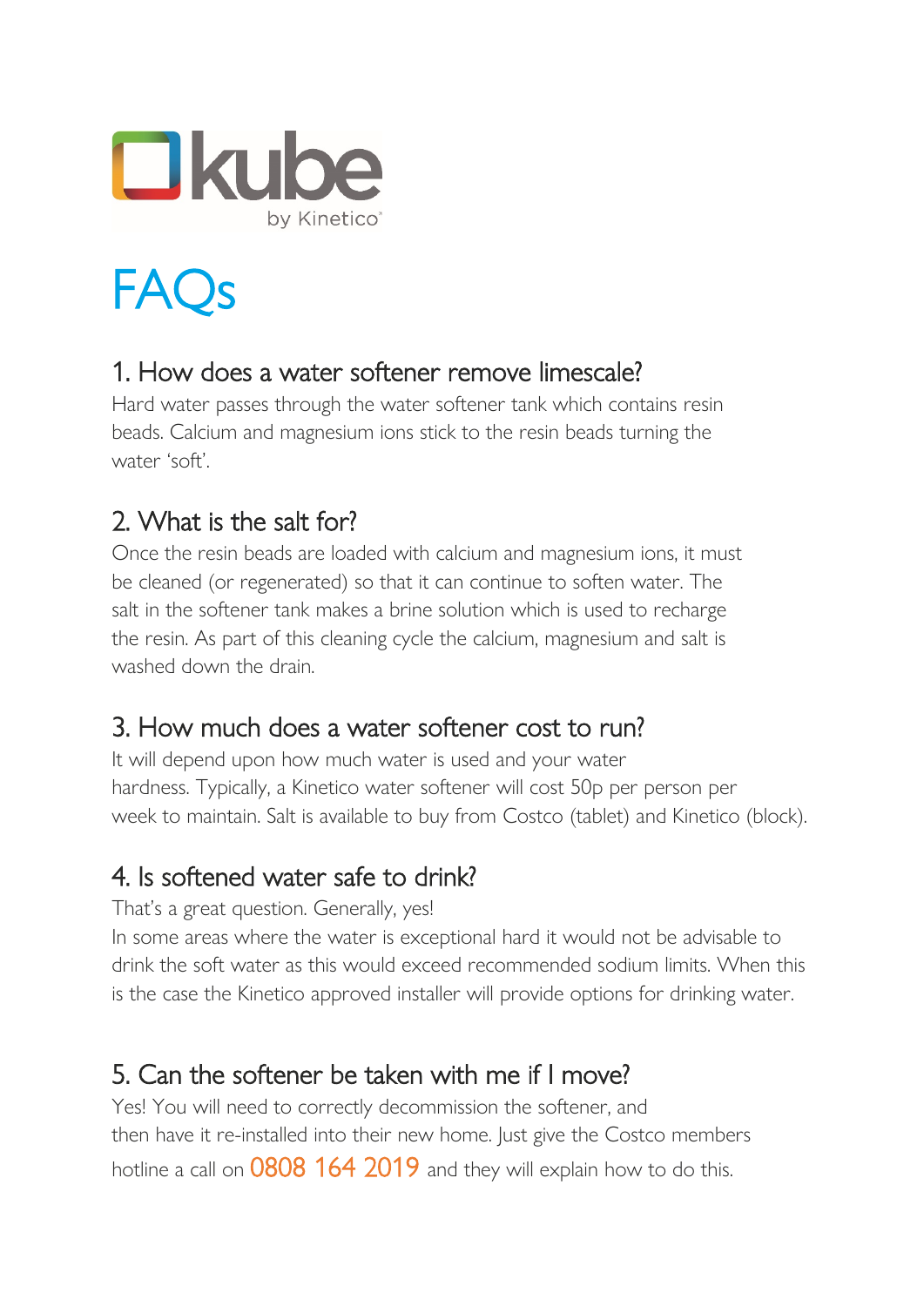kube by Kinetico

# FAQs

## 1. How does a water softener remove limescale?

Hard water passes through the water softener tank which contains resin beads. Calcium and magnesium ions stick to the resin beads turning the water 'soft'.

## 2. What is the salt for?

Once the resin beads are loaded with calcium and magnesium ions, it must be cleaned (or regenerated) so that it can continue to soften water. The salt in the softener tank makes a brine solution which is used to recharge the resin. As part of this cleaning cycle the calcium, magnesium and salt is washed down the drain.

## 3. How much does a water softener cost to run?

It will depend upon how much water is used and your water hardness. Typically, a Kinetico water softener will cost 50p per person per week to maintain. Salt is available to buy from Costco (tablet) and Kinetico (block).

## 4. Is softened water safe to drink?

That's a great question. Generally, yes!
In some areas where the water is exceptional hard it would not be advisable to drink the soft water as this would exceed recommended sodium limits. When this is the case the Kinetico approved installer will provide options for drinking water.

## 5. Can the softener be taken with me if I move?

Yes! You will need to correctly decommission the softener, and then have it re-installed into their new home. Just give the Costco members hotline a call on 0808 164 2019 and they will explain how to do this.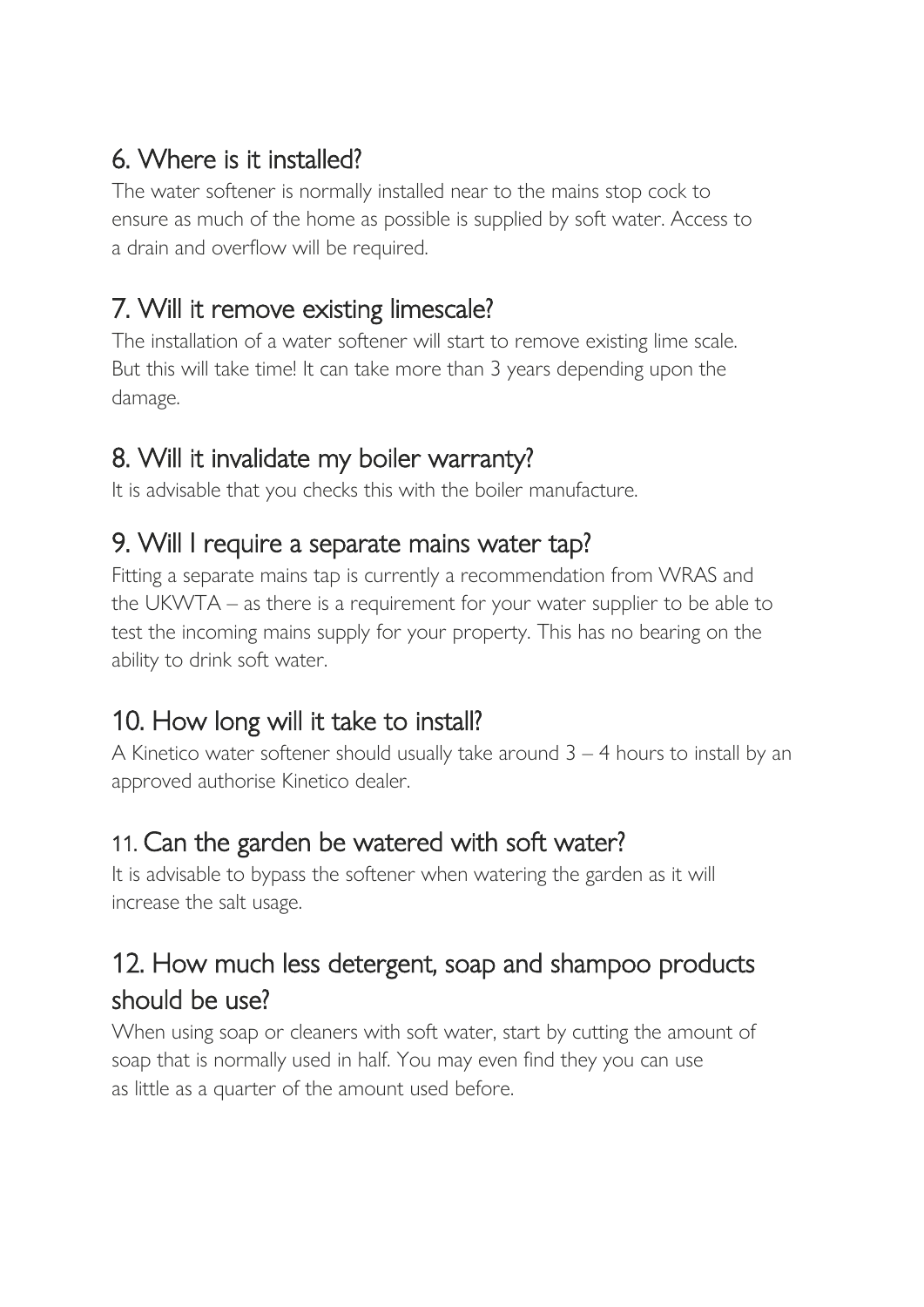## 6. Where is it installed?

The water softener is normally installed near to the mains stop cock to ensure as much of the home as possible is supplied by soft water. Access to a drain and overflow will be required.

## 7. Will it remove existing limescale?

The installation of a water softener will start to remove existing lime scale. But this will take time! It can take more than 3 years depending upon the damage.

## 8. Will it invalidate my boiler warranty?

It is advisable that you checks this with the boiler manufacture.

## 9. Will I require a separate mains water tap?

Fitting a separate mains tap is currently a recommendation from WRAS and the UKWTA – as there is a requirement for your water supplier to be able to test the incoming mains supply for your property. This has no bearing on the ability to drink soft water.

## 10. How long will it take to install?

A Kinetico water softener should usually take around 3 – 4 hours to install by an approved authorise Kinetico dealer.

## 11. Can the garden be watered with soft water?

It is advisable to bypass the softener when watering the garden as it will increase the salt usage.

## 12. How much less detergent, soap and shampoo products should be use?

When using soap or cleaners with soft water, start by cutting the amount of soap that is normally used in half. You may even find they you can use as little as a quarter of the amount used before.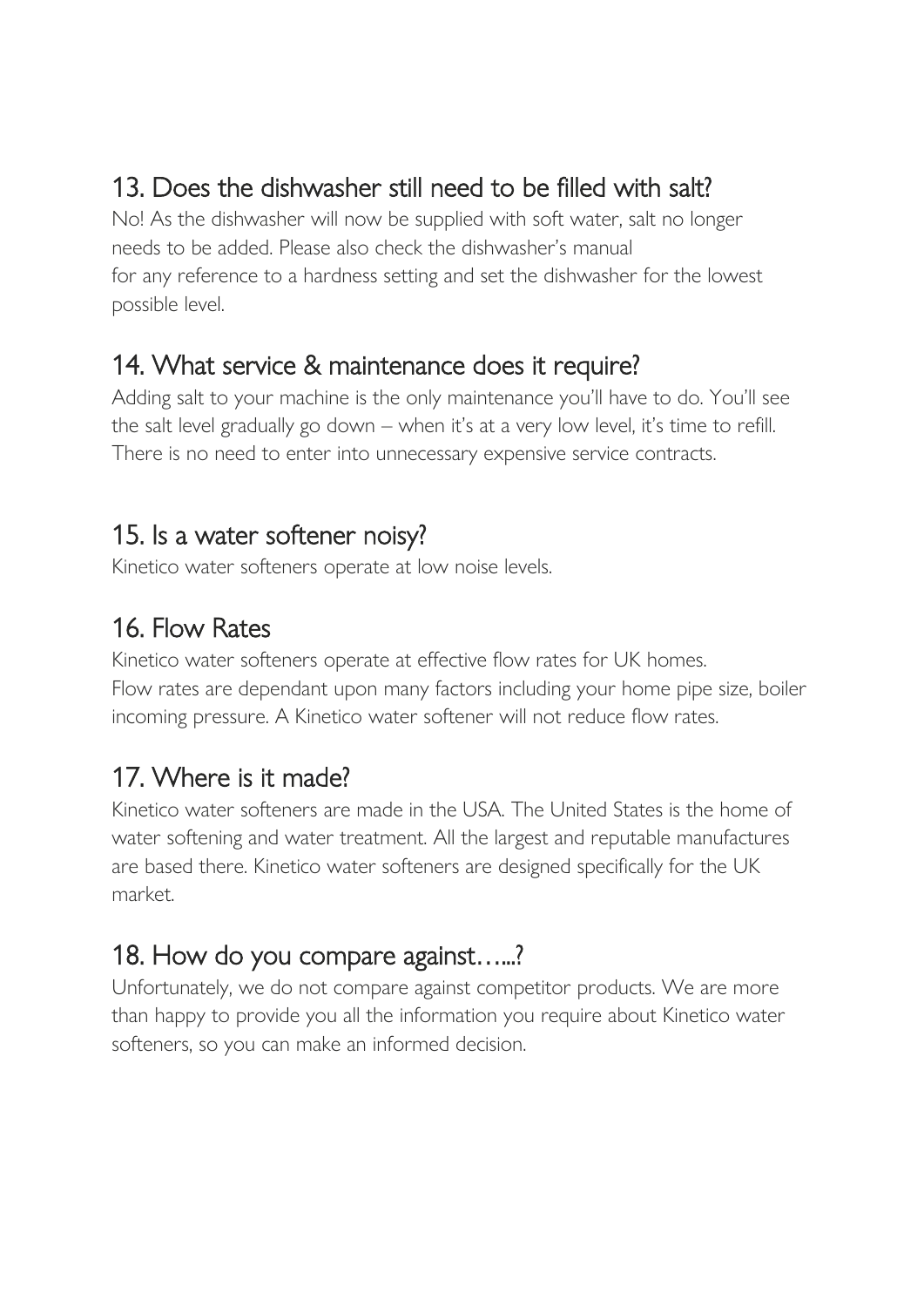## 13. Does the dishwasher still need to be filled with salt?

No! As the dishwasher will now be supplied with soft water, salt no longer needs to be added. Please also check the dishwasher's manual for any reference to a hardness setting and set the dishwasher for the lowest possible level.

## 14. What service & maintenance does it require?

Adding salt to your machine is the only maintenance you'll have to do. You'll see the salt level gradually go down – when it's at a very low level, it's time to refill. There is no need to enter into unnecessary expensive service contracts.

## 15. Is a water softener noisy?

Kinetico water softeners operate at low noise levels.

## 16. Flow Rates

Kinetico water softeners operate at effective flow rates for UK homes. Flow rates are dependant upon many factors including your home pipe size, boiler incoming pressure. A Kinetico water softener will not reduce flow rates.

## 17. Where is it made?

Kinetico water softeners are made in the USA. The United States is the home of water softening and water treatment. All the largest and reputable manufactures are based there. Kinetico water softeners are designed specifically for the UK market.

## 18. How do you compare against…...?

Unfortunately, we do not compare against competitor products. We are more than happy to provide you all the information you require about Kinetico water softeners, so you can make an informed decision.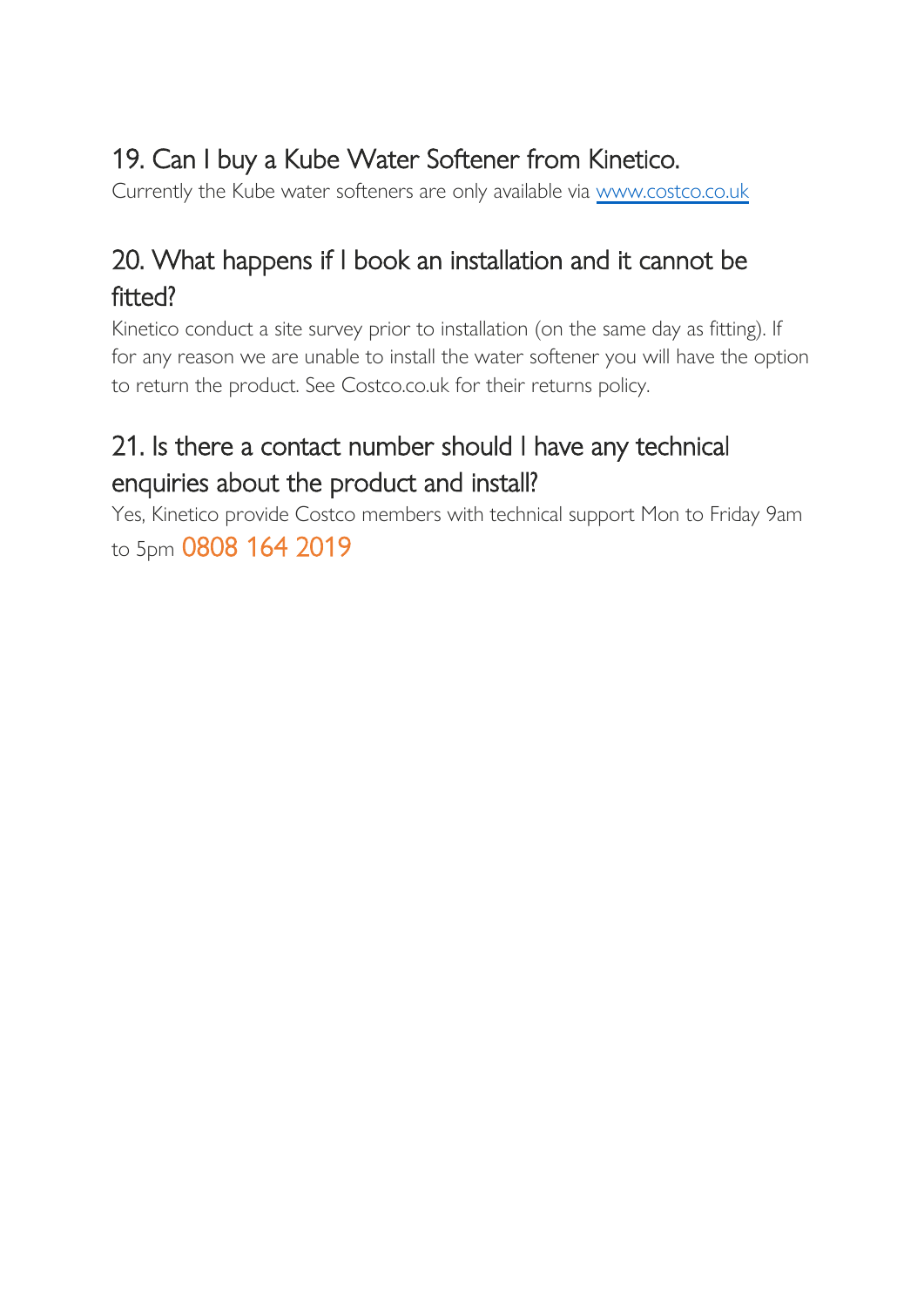## 19. Can I buy a Kube Water Softener from Kinetico.

Currently the Kube water softeners are only available via [www.costco.co.uk](http://www.costco.co.uk)

## 20. What happens if I book an installation and it cannot be fitted?

Kinetico conduct a site survey prior to installation (on the same day as fitting). If for any reason we are unable to install the water softener you will have the option to return the product. See Costco.co.uk for their returns policy.

## 21. Is there a contact number should I have any technical enquiries about the product and install?

Yes, Kinetico provide Costco members with technical support Mon to Friday 9am to 5pm 0808 164 2019